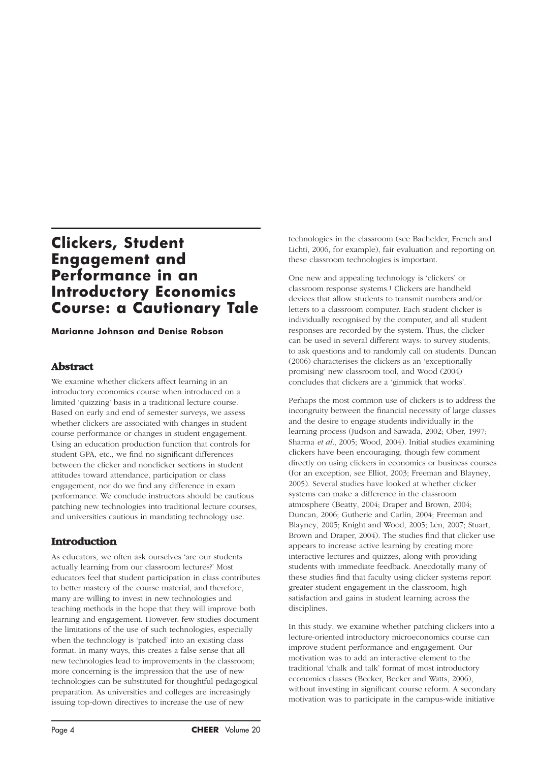# Clickers, Student Engagement and Performance in an Introductory Economics Course: a Cautionary Tale

**Marianne Johnson and Denise Robson**

## Abstract

We examine whether clickers affect learning in an introductory economics course when introduced on a limited 'quizzing' basis in a traditional lecture course. Based on early and end of semester surveys, we assess whether clickers are associated with changes in student course performance or changes in student engagement. Using an education production function that controls for student GPA, etc., we find no significant differences between the clicker and nonclicker sections in student attitudes toward attendance, participation or class engagement, nor do we find any difference in exam performance. We conclude instructors should be cautious patching new technologies into traditional lecture courses, and universities cautious in mandating technology use.

## Introduction

As educators, we often ask ourselves 'are our students actually learning from our classroom lectures?' Most educators feel that student participation in class contributes to better mastery of the course material, and therefore, many are willing to invest in new technologies and teaching methods in the hope that they will improve both learning and engagement. However, few studies document the limitations of the use of such technologies, especially when the technology is 'patched' into an existing class format. In many ways, this creates a false sense that all new technologies lead to improvements in the classroom; more concerning is the impression that the use of new technologies can be substituted for thoughtful pedagogical preparation. As universities and colleges are increasingly issuing top-down directives to increase the use of new technologies in the classroom (see Bachelder, French and Lichti, 2006, for example), fair evaluation and reporting on these classroom technologies is important.

One new and appealing technology is 'clickers' or classroom response systems.[1] Clickers are handheld devices that allow students to transmit numbers and/or letters to a classroom computer. Each student clicker is individually recognised by the computer, and all student responses are recorded by the system. Thus, the clicker can be used in several different ways: to survey students, to ask questions and to randomly call on students. Duncan (2006) characterises the clickers as an 'exceptionally promising' new classroom tool, and Wood (2004) concludes that clickers are a 'gimmick that works'.

Perhaps the most common use of clickers is to address the incongruity between the financial necessity of large classes and the desire to engage students individually in the learning process (Judson and Sawada, 2002; Ober, 1997; Sharma *et al*., 2005; Wood, 2004). Initial studies examining clickers have been encouraging, though few comment directly on using clickers in economics or business courses (for an exception, see Elliot, 2003; Freeman and Blayney, 2005). Several studies have looked at whether clicker systems can make a difference in the classroom atmosphere (Beatty, 2004; Draper and Brown, 2004; Duncan, 2006; Gutherie and Carlin, 2004; Freeman and Blayney, 2005; Knight and Wood, 2005; Len, 2007; Stuart, Brown and Draper, 2004). The studies find that clicker use appears to increase active learning by creating more interactive lectures and quizzes, along with providing students with immediate feedback. Anecdotally many of these studies find that faculty using clicker systems report greater student engagement in the classroom, high satisfaction and gains in student learning across the disciplines.

In this study, we examine whether patching clickers into a lecture-oriented introductory microeconomics course can improve student performance and engagement. Our motivation was to add an interactive element to the traditional 'chalk and talk' format of most introductory economics classes (Becker, Becker and Watts, 2006), without investing in significant course reform. A secondary motivation was to participate in the campus-wide initiative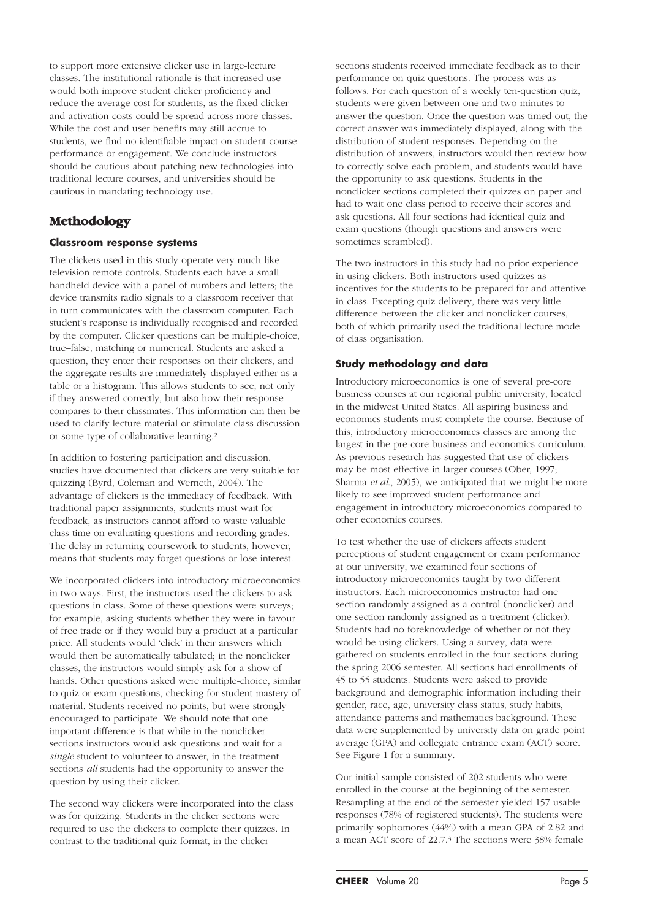to support more extensive clicker use in large-lecture classes. The institutional rationale is that increased use would both improve student clicker proficiency and reduce the average cost for students, as the fixed clicker and activation costs could be spread across more classes. While the cost and user benefits may still accrue to students, we find no identifiable impact on student course performance or engagement. We conclude instructors should be cautious about patching new technologies into traditional lecture courses, and universities should be cautious in mandating technology use.

## Methodology

### Classroom response systems

The clickers used in this study operate very much like television remote controls. Students each have a small handheld device with a panel of numbers and letters; the device transmits radio signals to a classroom receiver that in turn communicates with the classroom computer. Each student's response is individually recognised and recorded by the computer. Clicker questions can be multiple-choice, true–false, matching or numerical. Students are asked a question, they enter their responses on their clickers, and the aggregate results are immediately displayed either as a table or a histogram. This allows students to see, not only if they answered correctly, but also how their response compares to their classmates. This information can then be used to clarify lecture material or stimulate class discussion or some type of collaborative learning.[2]

In addition to fostering participation and discussion, studies have documented that clickers are very suitable for quizzing (Byrd, Coleman and Werneth, 2004). The advantage of clickers is the immediacy of feedback. With traditional paper assignments, students must wait for feedback, as instructors cannot afford to waste valuable class time on evaluating questions and recording grades. The delay in returning coursework to students, however, means that students may forget questions or lose interest.

We incorporated clickers into introductory microeconomics in two ways. First, the instructors used the clickers to ask questions in class. Some of these questions were surveys; for example, asking students whether they were in favour of free trade or if they would buy a product at a particular price. All students would 'click' in their answers which would then be automatically tabulated; in the nonclicker classes, the instructors would simply ask for a show of hands. Other questions asked were multiple-choice, similar to quiz or exam questions, checking for student mastery of material. Students received no points, but were strongly encouraged to participate. We should note that one important difference is that while in the nonclicker sections instructors would ask questions and wait for a *single* student to volunteer to answer, in the treatment sections *all* students had the opportunity to answer the question by using their clicker.

The second way clickers were incorporated into the class was for quizzing. Students in the clicker sections were required to use the clickers to complete their quizzes. In contrast to the traditional quiz format, in the clicker sections students received immediate feedback as to their performance on quiz questions. The process was as follows. For each question of a weekly ten-question quiz, students were given between one and two minutes to answer the question. Once the question was timed-out, the correct answer was immediately displayed, along with the distribution of student responses. Depending on the distribution of answers, instructors would then review how to correctly solve each problem, and students would have the opportunity to ask questions. Students in the nonclicker sections completed their quizzes on paper and had to wait one class period to receive their scores and ask questions. All four sections had identical quiz and exam questions (though questions and answers were sometimes scrambled).

The two instructors in this study had no prior experience in using clickers. Both instructors used quizzes as incentives for the students to be prepared for and attentive in class. Excepting quiz delivery, there was very little difference between the clicker and nonclicker courses, both of which primarily used the traditional lecture mode of class organisation.

### Study methodology and data

Introductory microeconomics is one of several pre-core business courses at our regional public university, located in the midwest United States. All aspiring business and economics students must complete the course. Because of this, introductory microeconomics classes are among the largest in the pre-core business and economics curriculum. As previous research has suggested that use of clickers may be most effective in larger courses (Ober, 1997; Sharma *et al.*, 2005), we anticipated that we might be more likely to see improved student performance and engagement in introductory microeconomics compared to other economics courses.

To test whether the use of clickers affects student perceptions of student engagement or exam performance at our university, we examined four sections of introductory microeconomics taught by two different instructors. Each microeconomics instructor had one section randomly assigned as a control (nonclicker) and one section randomly assigned as a treatment (clicker). Students had no foreknowledge of whether or not they would be using clickers. Using a survey, data were gathered on students enrolled in the four sections during the spring 2006 semester. All sections had enrollments of 45 to 55 students. Students were asked to provide background and demographic information including their gender, race, age, university class status, study habits, attendance patterns and mathematics background. These data were supplemented by university data on grade point average (GPA) and collegiate entrance exam (ACT) score. See Figure 1 for a summary.

Our initial sample consisted of 202 students who were enrolled in the course at the beginning of the semester. Resampling at the end of the semester yielded 157 usable responses (78% of registered students). The students were primarily sophomores (44%) with a mean GPA of 2.82 and a mean ACT score of 22.7.[3] The sections were 38% female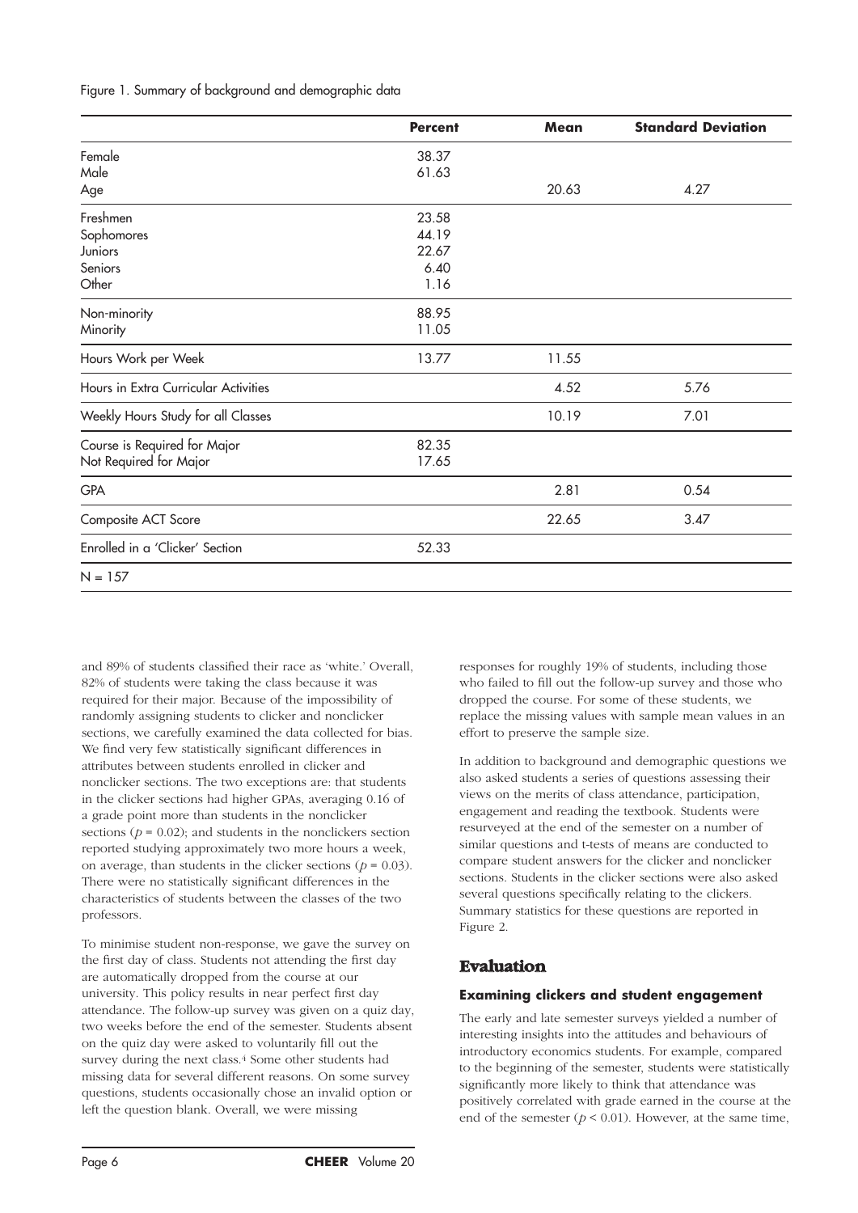Figure 1. Summary of background and demographic data

| | Percent | Mean | Standard Deviation |
|---|---|---|---|
| Female | 38.37 | | |
| Male | 61.63 | | |
| Age | | 20.63 | 4.27 |
| Freshmen | 23.58 | | |
| Sophomores | 44.19 | | |
| Juniors | 22.67 | | |
| Seniors | 6.40 | | |
| Other | 1.16 | | |
| Non-minority | 88.95 | | |
| Minority | 11.05 | | |
| Hours Work per Week | 13.77 | 11.55 | |
| Hours in Extra Curricular Activities | | 4.52 | 5.76 |
| Weekly Hours Study for all Classes | | 10.19 | 7.01 |
| Course is Required for Major | 82.35 | | |
| Not Required for Major | 17.65 | | |
| GPA | | 2.81 | 0.54 |
| Composite ACT Score | | 22.65 | 3.47 |
| Enrolled in a 'Clicker' Section | 52.33 | | |
| N = 157 | | | |

and 89% of students classified their race as 'white.' Overall, 82% of students were taking the class because it was required for their major. Because of the impossibility of randomly assigning students to clicker and nonclicker sections, we carefully examined the data collected for bias. We find very few statistically significant differences in attributes between students enrolled in clicker and nonclicker sections. The two exceptions are: that students in the clicker sections had higher GPAs, averaging 0.16 of a grade point more than students in the nonclicker sections ($p = 0.02$); and students in the nonclickers section reported studying approximately two more hours a week, on average, than students in the clicker sections ($p = 0.03$). There were no statistically significant differences in the characteristics of students between the classes of the two professors.

To minimise student non-response, we gave the survey on the first day of class. Students not attending the first day are automatically dropped from the course at our university. This policy results in near perfect first day attendance. The follow-up survey was given on a quiz day, two weeks before the end of the semester. Students absent on the quiz day were asked to voluntarily fill out the survey during the next class.[4] Some other students had missing data for several different reasons. On some survey questions, students occasionally chose an invalid option or left the question blank. Overall, we were missing responses for roughly 19% of students, including those who failed to fill out the follow-up survey and those who dropped the course. For some of these students, we replace the missing values with sample mean values in an effort to preserve the sample size.

In addition to background and demographic questions we also asked students a series of questions assessing their views on the merits of class attendance, participation, engagement and reading the textbook. Students were resurveyed at the end of the semester on a number of similar questions and t-tests of means are conducted to compare student answers for the clicker and nonclicker sections. Students in the clicker sections were also asked several questions specifically relating to the clickers. Summary statistics for these questions are reported in Figure 2.

## Evaluation

### Examining clickers and student engagement

The early and late semester surveys yielded a number of interesting insights into the attitudes and behaviours of introductory economics students. For example, compared to the beginning of the semester, students were statistically significantly more likely to think that attendance was positively correlated with grade earned in the course at the end of the semester ($p < 0.01$). However, at the same time,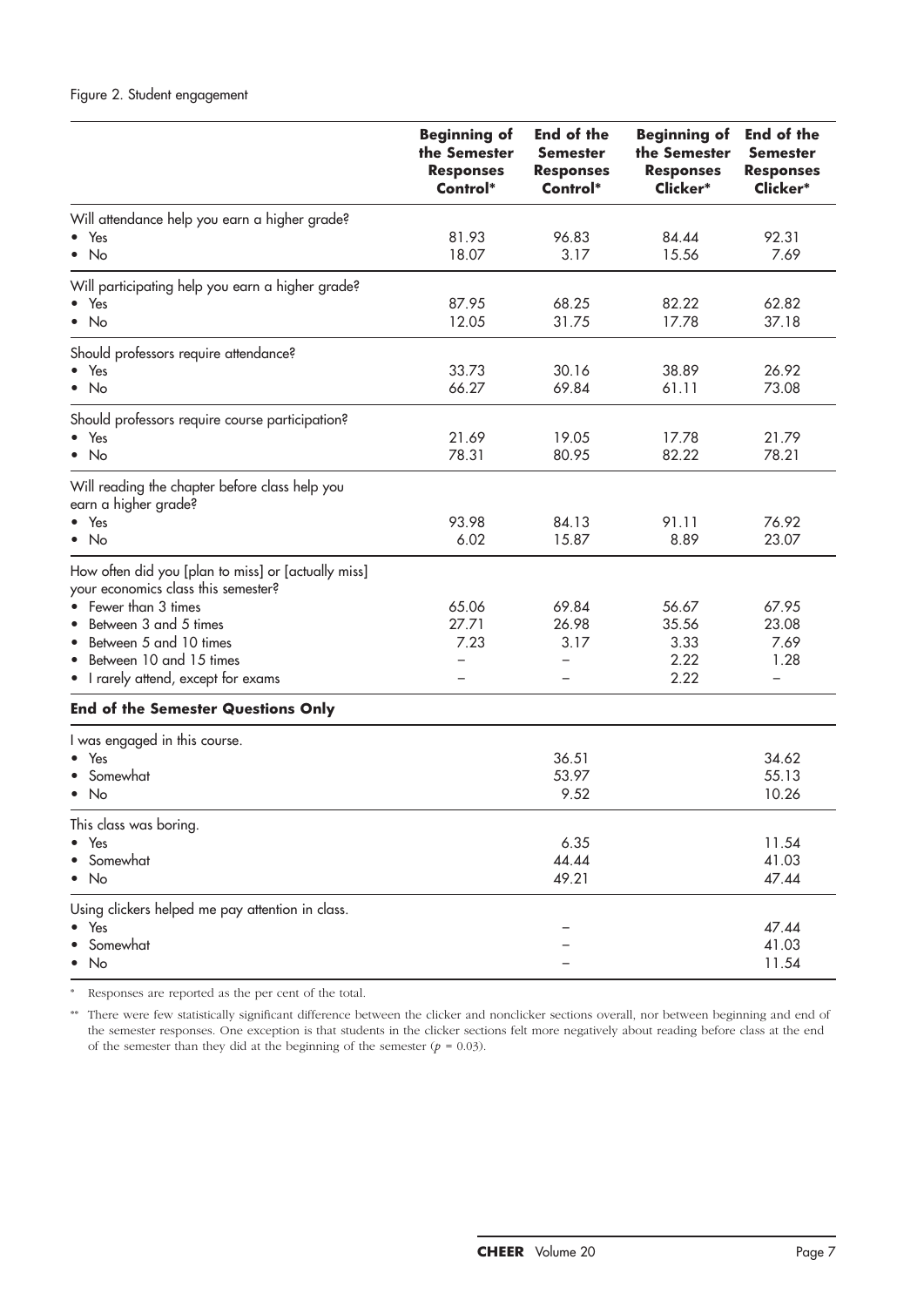Figure 2. Student engagement

| | Beginning of the Semester Responses Control* | End of the Semester Responses Control* | Beginning of the Semester Responses Clicker* | End of the Semester Responses Clicker* |
|---|---|---|---|---|
| Will attendance help you earn a higher grade? | | | | |
| • Yes | 81.93 | 96.83 | 84.44 | 92.31 |
| • No | 18.07 | 3.17 | 15.56 | 7.69 |
| Will participating help you earn a higher grade? | | | | |
| • Yes | 87.95 | 68.25 | 82.22 | 62.82 |
| • No | 12.05 | 31.75 | 17.78 | 37.18 |
| Should professors require attendance? | | | | |
| • Yes | 33.73 | 30.16 | 38.89 | 26.92 |
| • No | 66.27 | 69.84 | 61.11 | 73.08 |
| Should professors require course participation? | | | | |
| • Yes | 21.69 | 19.05 | 17.78 | 21.79 |
| • No | 78.31 | 80.95 | 82.22 | 78.21 |
| Will reading the chapter before class help you earn a higher grade? | | | | |
| • Yes | 93.98 | 84.13 | 91.11 | 76.92 |
| • No | 6.02 | 15.87 | 8.89 | 23.07 |
| How often did you [plan to miss] or [actually miss] your economics class this semester? | | | | |
| • Fewer than 3 times | 65.06 | 69.84 | 56.67 | 67.95 |
| • Between 3 and 5 times | 27.71 | 26.98 | 35.56 | 23.08 |
| • Between 5 and 10 times | 7.23 | 3.17 | 3.33 | 7.69 |
| • Between 10 and 15 times | – | – | 2.22 | 1.28 |
| • I rarely attend, except for exams | – | – | 2.22 | – |
| **End of the Semester Questions Only** | | | | |
| I was engaged in this course. | | | | |
| • Yes | | 36.51 | | 34.62 |
| • Somewhat | | 53.97 | | 55.13 |
| • No | | 9.52 | | 10.26 |
| This class was boring. | | | | |
| • Yes | | 6.35 | | 11.54 |
| • Somewhat | | 44.44 | | 41.03 |
| • No | | 49.21 | | 47.44 |
| Using clickers helped me pay attention in class. | | | | |
| • Yes | | – | | 47.44 |
| • Somewhat | | – | | 41.03 |
| • No | | – | | 11.54 |

* Responses are reported as the per cent of the total.

** There were few statistically significant difference between the clicker and nonclicker sections overall, nor between beginning and end of the semester responses. One exception is that students in the clicker sections felt more negatively about reading before class at the end of the semester than they did at the beginning of the semester ($p = 0.03$).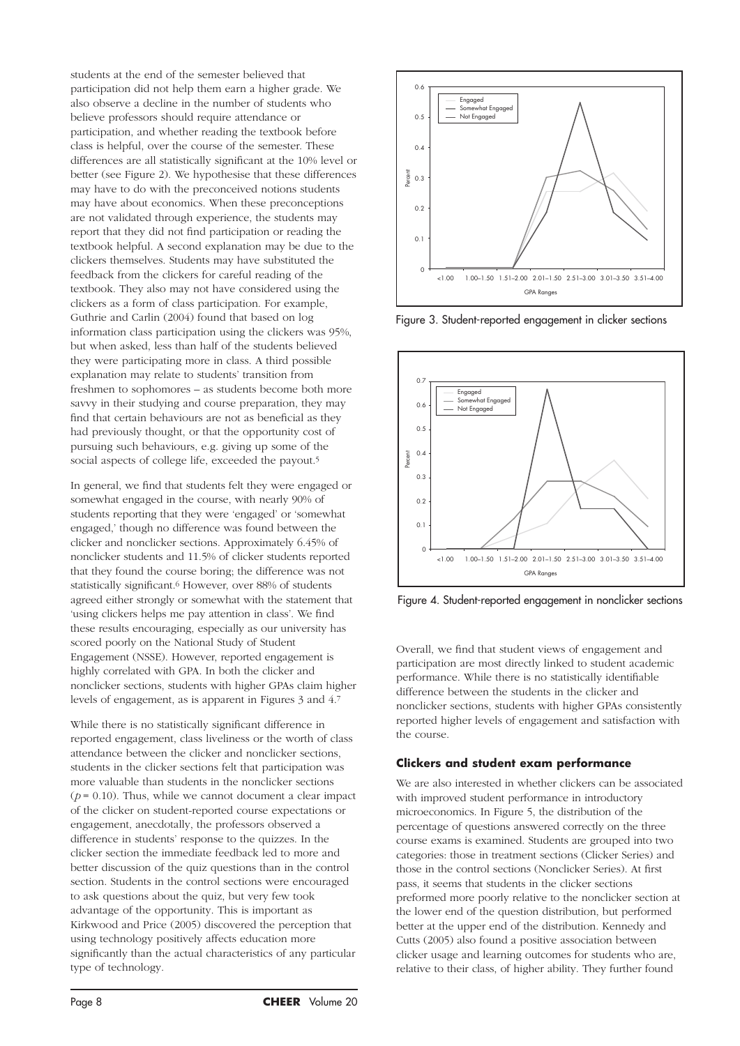students at the end of the semester believed that participation did not help them earn a higher grade. We also observe a decline in the number of students who believe professors should require attendance or participation, and whether reading the textbook before class is helpful, over the course of the semester. These differences are all statistically significant at the 10% level or better (see Figure 2). We hypothesise that these differences may have to do with the preconceived notions students may have about economics. When these preconceptions are not validated through experience, the students may report that they did not find participation or reading the textbook helpful. A second explanation may be due to the clickers themselves. Students may have substituted the feedback from the clickers for careful reading of the textbook. They also may not have considered using the clickers as a form of class participation. For example, Guthrie and Carlin (2004) found that based on log information class participation using the clickers was 95%, but when asked, less than half of the students believed they were participating more in class. A third possible explanation may relate to students' transition from freshmen to sophomores – as students become both more savvy in their studying and course preparation, they may find that certain behaviours are not as beneficial as they had previously thought, or that the opportunity cost of pursuing such behaviours, e.g. giving up some of the social aspects of college life, exceeded the payout.[5]

In general, we find that students felt they were engaged or somewhat engaged in the course, with nearly 90% of students reporting that they were 'engaged' or 'somewhat engaged,' though no difference was found between the clicker and nonclicker sections. Approximately 6.45% of nonclicker students and 11.5% of clicker students reported that they found the course boring; the difference was not statistically significant.[6] However, over 88% of students agreed either strongly or somewhat with the statement that 'using clickers helps me pay attention in class'. We find these results encouraging, especially as our university has scored poorly on the National Study of Student Engagement (NSSE). However, reported engagement is highly correlated with GPA. In both the clicker and nonclicker sections, students with higher GPAs claim higher levels of engagement, as is apparent in Figures 3 and 4.[7]

While there is no statistically significant difference in reported engagement, class liveliness or the worth of class attendance between the clicker and nonclicker sections, students in the clicker sections felt that participation was more valuable than students in the nonclicker sections ($p = 0.10$). Thus, while we cannot document a clear impact of the clicker on student-reported course expectations or engagement, anecdotally, the professors observed a difference in students' response to the quizzes. In the clicker section the immediate feedback led to more and better discussion of the quiz questions than in the control section. Students in the control sections were encouraged to ask questions about the quiz, but very few took advantage of the opportunity. This is important as Kirkwood and Price (2005) discovered the perception that using technology positively affects education more significantly than the actual characteristics of any particular type of technology.

Figure 3. Student-reported engagement in clicker sections

Figure 4. Student-reported engagement in nonclicker sections

Overall, we find that student views of engagement and participation are most directly linked to student academic performance. While there is no statistically identifiable difference between the students in the clicker and nonclicker sections, students with higher GPAs consistently reported higher levels of engagement and satisfaction with the course.

### Clickers and student exam performance

We are also interested in whether clickers can be associated with improved student performance in introductory microeconomics. In Figure 5, the distribution of the percentage of questions answered correctly on the three course exams is examined. Students are grouped into two categories: those in treatment sections (Clicker Series) and those in the control sections (Nonclicker Series). At first pass, it seems that students in the clicker sections preformed more poorly relative to the nonclicker section at the lower end of the question distribution, but performed better at the upper end of the distribution. Kennedy and Cutts (2005) also found a positive association between clicker usage and learning outcomes for students who are, relative to their class, of higher ability. They further found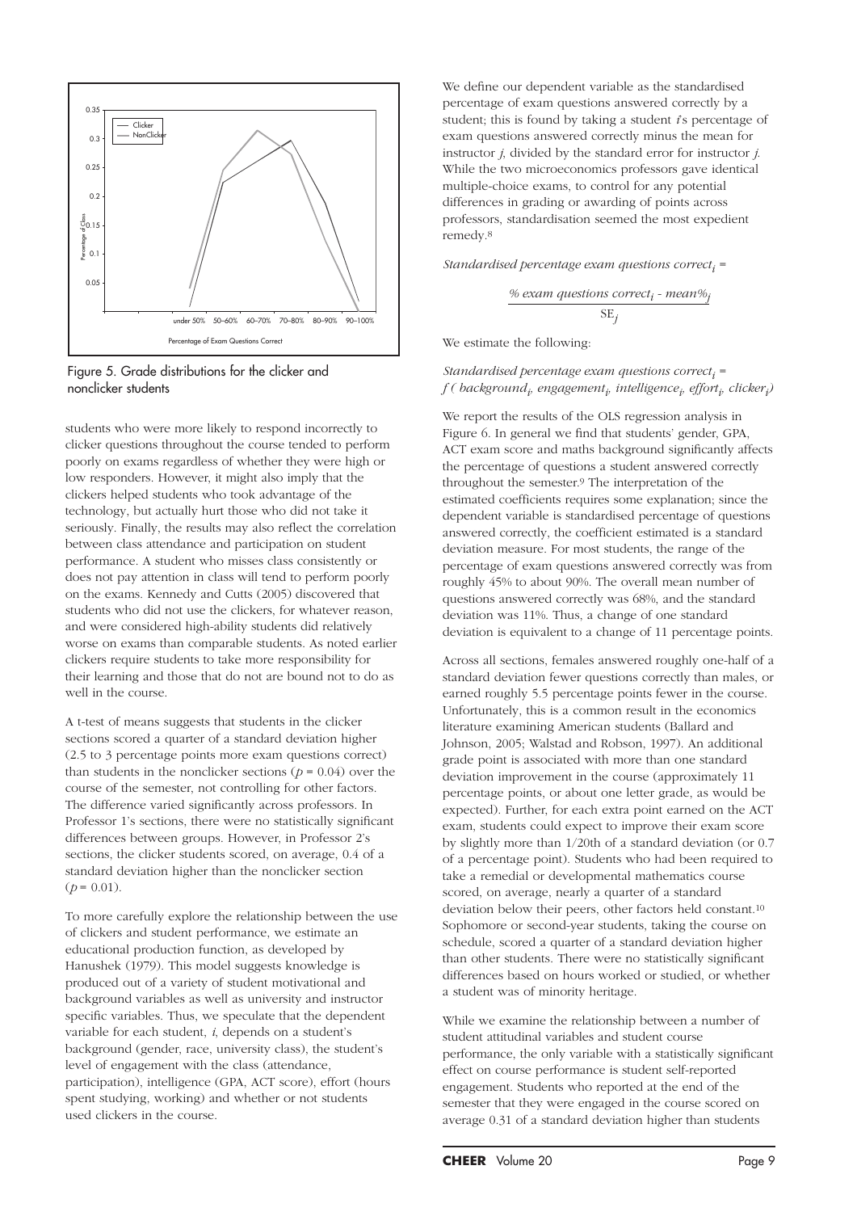Figure 5. Grade distributions for the clicker and nonclicker students

students who were more likely to respond incorrectly to clicker questions throughout the course tended to perform poorly on exams regardless of whether they were high or low responders. However, it might also imply that the clickers helped students who took advantage of the technology, but actually hurt those who did not take it seriously. Finally, the results may also reflect the correlation between class attendance and participation on student performance. A student who misses class consistently or does not pay attention in class will tend to perform poorly on the exams. Kennedy and Cutts (2005) discovered that students who did not use the clickers, for whatever reason, and were considered high-ability students did relatively worse on exams than comparable students. As noted earlier clickers require students to take more responsibility for their learning and those that do not are bound not to do as well in the course.

A t-test of means suggests that students in the clicker sections scored a quarter of a standard deviation higher (2.5 to 3 percentage points more exam questions correct) than students in the nonclicker sections ($p = 0.04$) over the course of the semester, not controlling for other factors. The difference varied significantly across professors. In Professor 1's sections, there were no statistically significant differences between groups. However, in Professor 2's sections, the clicker students scored, on average, 0.4 of a standard deviation higher than the nonclicker section ($p = 0.01$).

To more carefully explore the relationship between the use of clickers and student performance, we estimate an educational production function, as developed by Hanushek (1979). This model suggests knowledge is produced out of a variety of student motivational and background variables as well as university and instructor specific variables. Thus, we speculate that the dependent variable for each student, *i*, depends on a student's background (gender, race, university class), the student's level of engagement with the class (attendance, participation), intelligence (GPA, ACT score), effort (hours spent studying, working) and whether or not students used clickers in the course.

We define our dependent variable as the standardised percentage of exam questions answered correctly by a student; this is found by taking a student *i*'s percentage of exam questions answered correctly minus the mean for instructor *j*, divided by the standard error for instructor *j*. While the two microeconomics professors gave identical multiple-choice exams, to control for any potential differences in grading or awarding of points across professors, standardisation seemed the most expedient remedy.[8]

$$\textit{Standardised percentage exam questions correct}_i = \frac{\textit{\% exam questions correct}_i - \textit{mean\%}_j}{SE_j}$$

We estimate the following:

$$\textit{Standardised percentage exam questions correct}_i = f\,(\textit{background}_i, \textit{engagement}_i, \textit{intelligence}_i, \textit{effort}_i, \textit{clicker}_i)$$

We report the results of the OLS regression analysis in Figure 6. In general we find that students' gender, GPA, ACT exam score and maths background significantly affects the percentage of questions a student answered correctly throughout the semester.[9] The interpretation of the estimated coefficients requires some explanation; since the dependent variable is standardised percentage of questions answered correctly, the coefficient estimated is a standard deviation measure. For most students, the range of the percentage of exam questions answered correctly was from roughly 45% to about 90%. The overall mean number of questions answered correctly was 68%, and the standard deviation was 11%. Thus, a change of one standard deviation is equivalent to a change of 11 percentage points.

Across all sections, females answered roughly one-half of a standard deviation fewer questions correctly than males, or earned roughly 5.5 percentage points fewer in the course. Unfortunately, this is a common result in the economics literature examining American students (Ballard and Johnson, 2005; Walstad and Robson, 1997). An additional grade point is associated with more than one standard deviation improvement in the course (approximately 11 percentage points, or about one letter grade, as would be expected). Further, for each extra point earned on the ACT exam, students could expect to improve their exam score by slightly more than 1/20th of a standard deviation (or 0.7 of a percentage point). Students who had been required to take a remedial or developmental mathematics course scored, on average, nearly a quarter of a standard deviation below their peers, other factors held constant.[10] Sophomore or second-year students, taking the course on schedule, scored a quarter of a standard deviation higher than other students. There were no statistically significant differences based on hours worked or studied, or whether a student was of minority heritage.

While we examine the relationship between a number of student attitudinal variables and student course performance, the only variable with a statistically significant effect on course performance is student self-reported engagement. Students who reported at the end of the semester that they were engaged in the course scored on average 0.31 of a standard deviation higher than students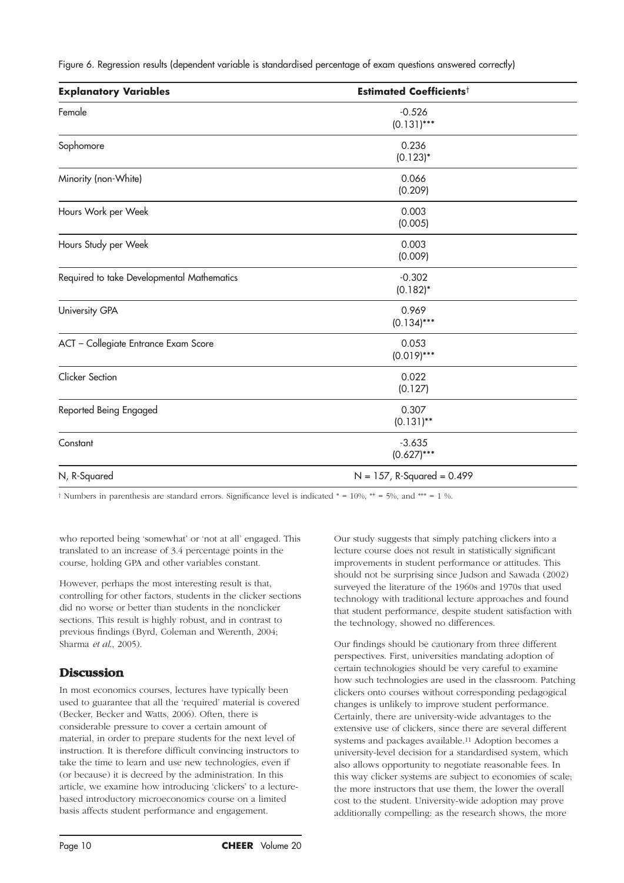Figure 6. Regression results (dependent variable is standardised percentage of exam questions answered correctly)

| Explanatory Variables | Estimated Coefficients† |
|---|---|
| Female | -0.526 (0.131)*** |
| Sophomore | 0.236 (0.123)* |
| Minority (non-White) | 0.066 (0.209) |
| Hours Work per Week | 0.003 (0.005) |
| Hours Study per Week | 0.003 (0.009) |
| Required to take Developmental Mathematics | -0.302 (0.182)* |
| University GPA | 0.969 (0.134)*** |
| ACT – Collegiate Entrance Exam Score | 0.053 (0.019)*** |
| Clicker Section | 0.022 (0.127) |
| Reported Being Engaged | 0.307 (0.131)** |
| Constant | -3.635 (0.627)*** |
| N, R-Squared | N = 157, R-Squared = 0.499 |

† Numbers in parenthesis are standard errors. Significance level is indicated * = 10%, ** = 5%, and *** = 1 %.

who reported being 'somewhat' or 'not at all' engaged. This translated to an increase of 3.4 percentage points in the course, holding GPA and other variables constant.

However, perhaps the most interesting result is that, controlling for other factors, students in the clicker sections did no worse or better than students in the nonclicker sections. This result is highly robust, and in contrast to previous findings (Byrd, Coleman and Werenth, 2004; Sharma *et al.,* 2005).

## Discussion

In most economics courses, lectures have typically been used to guarantee that all the 'required' material is covered (Becker, Becker and Watts, 2006). Often, there is considerable pressure to cover a certain amount of material, in order to prepare students for the next level of instruction. It is therefore difficult convincing instructors to take the time to learn and use new technologies, even if (or because) it is decreed by the administration. In this article, we examine how introducing 'clickers' to a lecture-based introductory microeconomics course on a limited basis affects student performance and engagement.

Our study suggests that simply patching clickers into a lecture course does not result in statistically significant improvements in student performance or attitudes. This should not be surprising since Judson and Sawada (2002) surveyed the literature of the 1960s and 1970s that used technology with traditional lecture approaches and found that student performance, despite student satisfaction with the technology, showed no differences.

Our findings should be cautionary from three different perspectives. First, universities mandating adoption of certain technologies should be very careful to examine how such technologies are used in the classroom. Patching clickers onto courses without corresponding pedagogical changes is unlikely to improve student performance. Certainly, there are university-wide advantages to the extensive use of clickers, since there are several different systems and packages available.[11] Adoption becomes a university-level decision for a standardised system, which also allows opportunity to negotiate reasonable fees. In this way clicker systems are subject to economies of scale; the more instructors that use them, the lower the overall cost to the student. University-wide adoption may prove additionally compelling: as the research shows, the more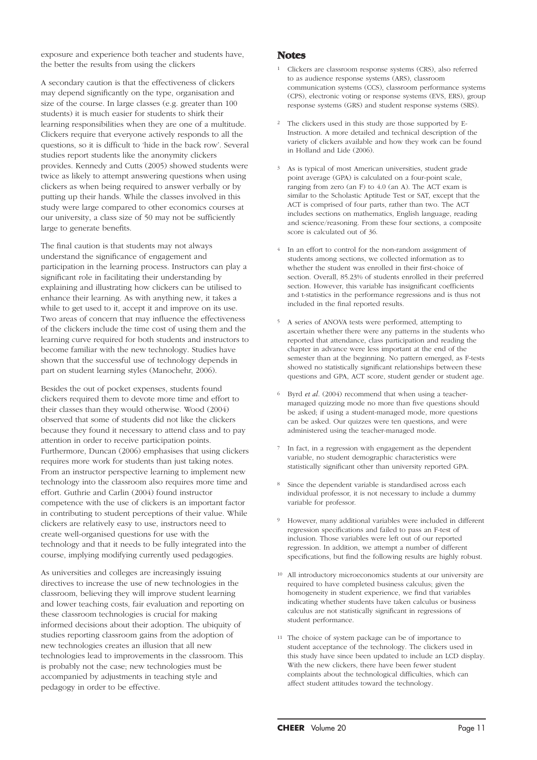exposure and experience both teacher and students have, the better the results from using the clickers

A secondary caution is that the effectiveness of clickers may depend significantly on the type, organisation and size of the course. In large classes (e.g. greater than 100 students) it is much easier for students to shirk their learning responsibilities when they are one of a multitude. Clickers require that everyone actively responds to all the questions, so it is difficult to 'hide in the back row'. Several studies report students like the anonymity clickers provides. Kennedy and Cutts (2005) showed students were twice as likely to attempt answering questions when using clickers as when being required to answer verbally or by putting up their hands. While the classes involved in this study were large compared to other economics courses at our university, a class size of 50 may not be sufficiently large to generate benefits.

The final caution is that students may not always understand the significance of engagement and participation in the learning process. Instructors can play a significant role in facilitating their understanding by explaining and illustrating how clickers can be utilised to enhance their learning. As with anything new, it takes a while to get used to it, accept it and improve on its use. Two areas of concern that may influence the effectiveness of the clickers include the time cost of using them and the learning curve required for both students and instructors to become familiar with the new technology. Studies have shown that the successful use of technology depends in part on student learning styles (Manochehr, 2006).

Besides the out of pocket expenses, students found clickers required them to devote more time and effort to their classes than they would otherwise. Wood (2004) observed that some of students did not like the clickers because they found it necessary to attend class and to pay attention in order to receive participation points. Furthermore, Duncan (2006) emphasises that using clickers requires more work for students than just taking notes. From an instructor perspective learning to implement new technology into the classroom also requires more time and effort. Guthrie and Carlin (2004) found instructor competence with the use of clickers is an important factor in contributing to student perceptions of their value. While clickers are relatively easy to use, instructors need to create well-organised questions for use with the technology and that it needs to be fully integrated into the course, implying modifying currently used pedagogies.

As universities and colleges are increasingly issuing directives to increase the use of new technologies in the classroom, believing they will improve student learning and lower teaching costs, fair evaluation and reporting on these classroom technologies is crucial for making informed decisions about their adoption. The ubiquity of studies reporting classroom gains from the adoption of new technologies creates an illusion that all new technologies lead to improvements in the classroom. This is probably not the case; new technologies must be accompanied by adjustments in teaching style and pedagogy in order to be effective.

## Notes

1. Clickers are classroom response systems (CRS), also referred to as audience response systems (ARS), classroom communication systems (CCS), classroom performance systems (CPS), electronic voting or response systems (EVS, ERS), group response systems (GRS) and student response systems (SRS).

2. The clickers used in this study are those supported by E-Instruction. A more detailed and technical description of the variety of clickers available and how they work can be found in Holland and Lide (2006).

3. As is typical of most American universities, student grade point average (GPA) is calculated on a four-point scale, ranging from zero (an F) to 4.0 (an A). The ACT exam is similar to the Scholastic Aptitude Test or SAT, except that the ACT is comprised of four parts, rather than two. The ACT includes sections on mathematics, English language, reading and science/reasoning. From these four sections, a composite score is calculated out of 36.

4. In an effort to control for the non-random assignment of students among sections, we collected information as to whether the student was enrolled in their first-choice of section. Overall, 85.23% of students enrolled in their preferred section. However, this variable has insignificant coefficients and t-statistics in the performance regressions and is thus not included in the final reported results.

5. A series of ANOVA tests were performed, attempting to ascertain whether there were any patterns in the students who reported that attendance, class participation and reading the chapter in advance were less important at the end of the semester than at the beginning. No pattern emerged, as F-tests showed no statistically significant relationships between these questions and GPA, ACT score, student gender or student age.

6. Byrd *et al*. (2004) recommend that when using a teacher-managed quizzing mode no more than five questions should be asked; if using a student-managed mode, more questions can be asked. Our quizzes were ten questions, and were administered using the teacher-managed mode.

7. In fact, in a regression with engagement as the dependent variable, no student demographic characteristics were statistically significant other than university reported GPA.

8. Since the dependent variable is standardised across each individual professor, it is not necessary to include a dummy variable for professor.

9. However, many additional variables were included in different regression specifications and failed to pass an F-test of inclusion. Those variables were left out of our reported regression. In addition, we attempt a number of different specifications, but find the following results are highly robust.

10. All introductory microeconomics students at our university are required to have completed business calculus; given the homogeneity in student experience, we find that variables indicating whether students have taken calculus or business calculus are not statistically significant in regressions of student performance.

11. The choice of system package can be of importance to student acceptance of the technology. The clickers used in this study have since been updated to include an LCD display. With the new clickers, there have been fewer student complaints about the technological difficulties, which can affect student attitudes toward the technology.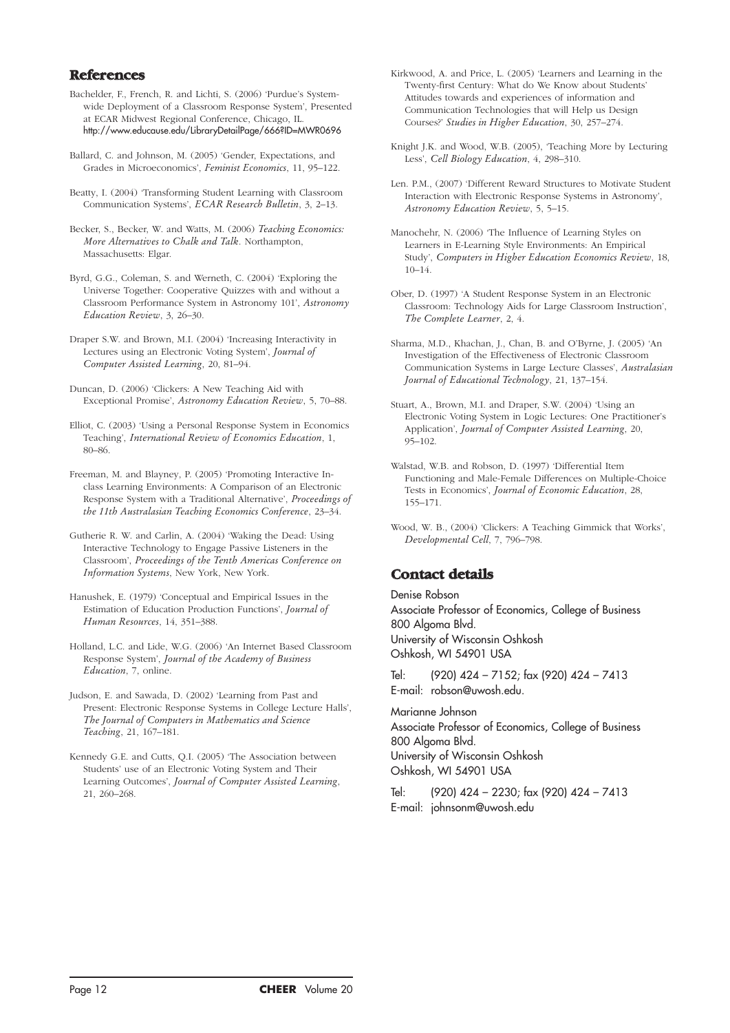## References

Bachelder, F., French, R. and Lichti, S. (2006) 'Purdue's System-wide Deployment of a Classroom Response System', Presented at ECAR Midwest Regional Conference, Chicago, IL. http://www.educause.edu/LibraryDetailPage/666?ID=MWR0696

Ballard, C. and Johnson, M. (2005) 'Gender, Expectations, and Grades in Microeconomics', *Feminist Economics*, 11, 95–122.

Beatty, I. (2004) 'Transforming Student Learning with Classroom Communication Systems', *ECAR Research Bulletin*, 3, 2–13.

Becker, S., Becker, W. and Watts, M. (2006) *Teaching Economics: More Alternatives to Chalk and Talk*. Northampton, Massachusetts: Elgar.

Byrd, G.G., Coleman, S. and Werneth, C. (2004) 'Exploring the Universe Together: Cooperative Quizzes with and without a Classroom Performance System in Astronomy 101', *Astronomy Education Review*, 3, 26–30.

Draper S.W. and Brown, M.I. (2004) 'Increasing Interactivity in Lectures using an Electronic Voting System', *Journal of Computer Assisted Learning*, 20, 81–94.

Duncan, D. (2006) 'Clickers: A New Teaching Aid with Exceptional Promise', *Astronomy Education Review*, 5, 70–88.

Elliot, C. (2003) 'Using a Personal Response System in Economics Teaching', *International Review of Economics Education*, 1, 80–86.

Freeman, M. and Blayney, P. (2005) 'Promoting Interactive In-class Learning Environments: A Comparison of an Electronic Response System with a Traditional Alternative', *Proceedings of the 11th Australasian Teaching Economics Conference*, 23–34.

Gutherie R. W. and Carlin, A. (2004) 'Waking the Dead: Using Interactive Technology to Engage Passive Listeners in the Classroom', *Proceedings of the Tenth Americas Conference on Information Systems*, New York, New York.

Hanushek, E. (1979) 'Conceptual and Empirical Issues in the Estimation of Education Production Functions', *Journal of Human Resources*, 14, 351–388.

Holland, L.C. and Lide, W.G. (2006) 'An Internet Based Classroom Response System', *Journal of the Academy of Business Education*, 7, online.

Judson, E. and Sawada, D. (2002) 'Learning from Past and Present: Electronic Response Systems in College Lecture Halls', *The Journal of Computers in Mathematics and Science Teaching*, 21, 167–181.

Kennedy G.E. and Cutts, Q.I. (2005) 'The Association between Students' use of an Electronic Voting System and Their Learning Outcomes', *Journal of Computer Assisted Learning*, 21, 260–268.

Kirkwood, A. and Price, L. (2005) 'Learners and Learning in the Twenty-first Century: What do We Know about Students' Attitudes towards and experiences of information and Communication Technologies that will Help us Design Courses?' *Studies in Higher Education*, 30, 257–274.

Knight J.K. and Wood, W.B. (2005), 'Teaching More by Lecturing Less', *Cell Biology Education*, 4, 298–310.

Len. P.M., (2007) 'Different Reward Structures to Motivate Student Interaction with Electronic Response Systems in Astronomy', *Astronomy Education Review*, 5, 5–15.

Manochehr, N. (2006) 'The Influence of Learning Styles on Learners in E-Learning Style Environments: An Empirical Study', *Computers in Higher Education Economics Review*, 18, 10–14.

Ober, D. (1997) 'A Student Response System in an Electronic Classroom: Technology Aids for Large Classroom Instruction', *The Complete Learner*, 2, 4.

Sharma, M.D., Khachan, J., Chan, B. and O'Byrne, J. (2005) 'An Investigation of the Effectiveness of Electronic Classroom Communication Systems in Large Lecture Classes', *Australasian Journal of Educational Technology*, 21, 137–154.

Stuart, A., Brown, M.I. and Draper, S.W. (2004) 'Using an Electronic Voting System in Logic Lectures: One Practitioner's Application', *Journal of Computer Assisted Learning*, 20, 95–102.

Walstad, W.B. and Robson, D. (1997) 'Differential Item Functioning and Male-Female Differences on Multiple-Choice Tests in Economics', *Journal of Economic Education*, 28, 155–171.

Wood, W. B., (2004) 'Clickers: A Teaching Gimmick that Works', *Developmental Cell*, 7, 796–798.

## Contact details

Denise Robson
Associate Professor of Economics, College of Business
800 Algoma Blvd.
University of Wisconsin Oshkosh
Oshkosh, WI 54901 USA

Tel: (920) 424 – 7152; fax (920) 424 – 7413
E-mail: robson@uwosh.edu.

Marianne Johnson
Associate Professor of Economics, College of Business
800 Algoma Blvd.
University of Wisconsin Oshkosh
Oshkosh, WI 54901 USA

Tel: (920) 424 – 2230; fax (920) 424 – 7413
E-mail: johnsonm@uwosh.edu